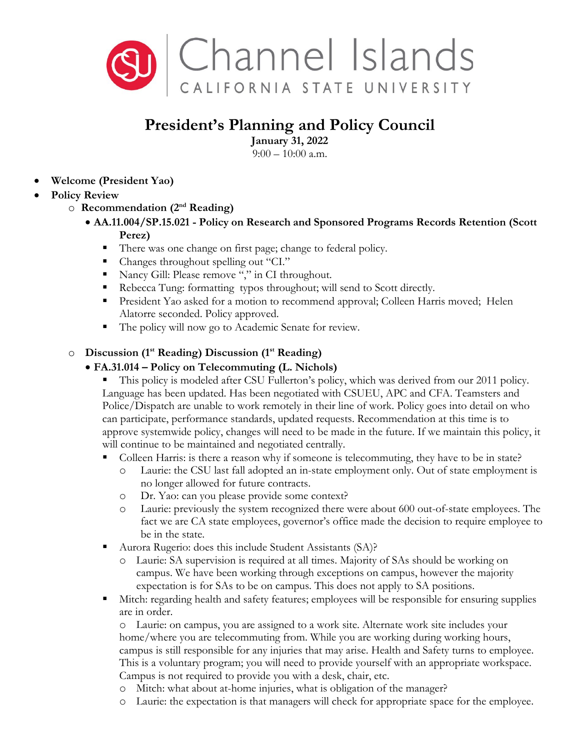Channel Islands
CALIFORNIA STATE UNIVERSITY

# President's Planning and Policy Council

**January 31, 2022**
9:00 – 10:00 a.m.

- **Welcome (President Yao)**
- **Policy Review**
  - **Recommendation (2nd Reading)**
    - **AA.11.004/SP.15.021 - Policy on Research and Sponsored Programs Records Retention (Scott Perez)**
      - There was one change on first page; change to federal policy.
      - Changes throughout spelling out "CI."
      - Nancy Gill: Please remove "," in CI throughout.
      - Rebecca Tung: formatting typos throughout; will send to Scott directly.
      - President Yao asked for a motion to recommend approval; Colleen Harris moved; Helen Alatorre seconded. Policy approved.
      - The policy will now go to Academic Senate for review.
  - **Discussion (1st Reading) Discussion (1st Reading)**
    - **FA.31.014 – Policy on Telecommuting (L. Nichols)**
      - This policy is modeled after CSU Fullerton's policy, which was derived from our 2011 policy. Language has been updated. Has been negotiated with CSUEU, APC and CFA. Teamsters and Police/Dispatch are unable to work remotely in their line of work. Policy goes into detail on who can participate, performance standards, updated requests. Recommendation at this time is to approve systemwide policy, changes will need to be made in the future. If we maintain this policy, it will continue to be maintained and negotiated centrally.
      - Colleen Harris: is there a reason why if someone is telecommuting, they have to be in state?
        - Laurie: the CSU last fall adopted an in-state employment only. Out of state employment is no longer allowed for future contracts.
        - Dr. Yao: can you please provide some context?
        - Laurie: previously the system recognized there were about 600 out-of-state employees. The fact we are CA state employees, governor's office made the decision to require employee to be in the state.
      - Aurora Rugerio: does this include Student Assistants (SA)?
        - Laurie: SA supervision is required at all times. Majority of SAs should be working on campus. We have been working through exceptions on campus, however the majority expectation is for SAs to be on campus. This does not apply to SA positions.
      - Mitch: regarding health and safety features; employees will be responsible for ensuring supplies are in order.
        - Laurie: on campus, you are assigned to a work site. Alternate work site includes your home/where you are telecommuting from. While you are working during working hours, campus is still responsible for any injuries that may arise. Health and Safety turns to employee. This is a voluntary program; you will need to provide yourself with an appropriate workspace. Campus is not required to provide you with a desk, chair, etc.
        - Mitch: what about at-home injuries, what is obligation of the manager?
        - Laurie: the expectation is that managers will check for appropriate space for the employee.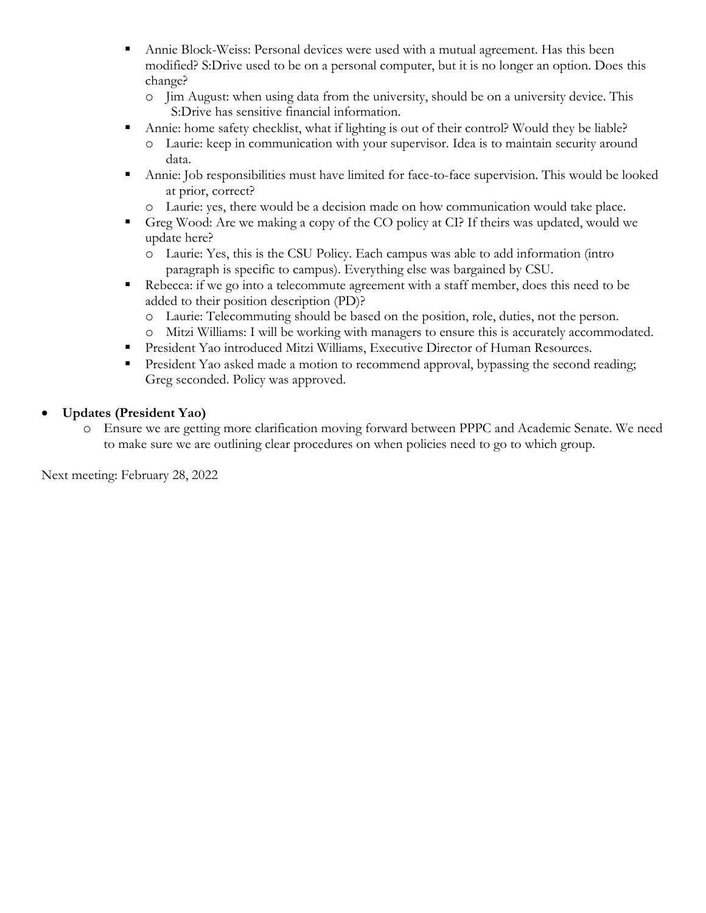- Annie Block-Weiss: Personal devices were used with a mutual agreement. Has this been modified? S:Drive used to be on a personal computer, but it is no longer an option. Does this change?
  - Jim August: when using data from the university, should be on a university device. This S:Drive has sensitive financial information.
- Annie: home safety checklist, what if lighting is out of their control? Would they be liable?
  - Laurie: keep in communication with your supervisor. Idea is to maintain security around data.
- Annie: Job responsibilities must have limited for face-to-face supervision. This would be looked at prior, correct?
  - Laurie: yes, there would be a decision made on how communication would take place.
- Greg Wood: Are we making a copy of the CO policy at CI? If theirs was updated, would we update here?
  - Laurie: Yes, this is the CSU Policy. Each campus was able to add information (intro paragraph is specific to campus). Everything else was bargained by CSU.
- Rebecca: if we go into a telecommute agreement with a staff member, does this need to be added to their position description (PD)?
  - Laurie: Telecommuting should be based on the position, role, duties, not the person.
  - Mitzi Williams: I will be working with managers to ensure this is accurately accommodated.
- President Yao introduced Mitzi Williams, Executive Director of Human Resources.
- President Yao asked made a motion to recommend approval, bypassing the second reading; Greg seconded. Policy was approved.

- **Updates (President Yao)**
  - Ensure we are getting more clarification moving forward between PPPC and Academic Senate. We need to make sure we are outlining clear procedures on when policies need to go to which group.

Next meeting: February 28, 2022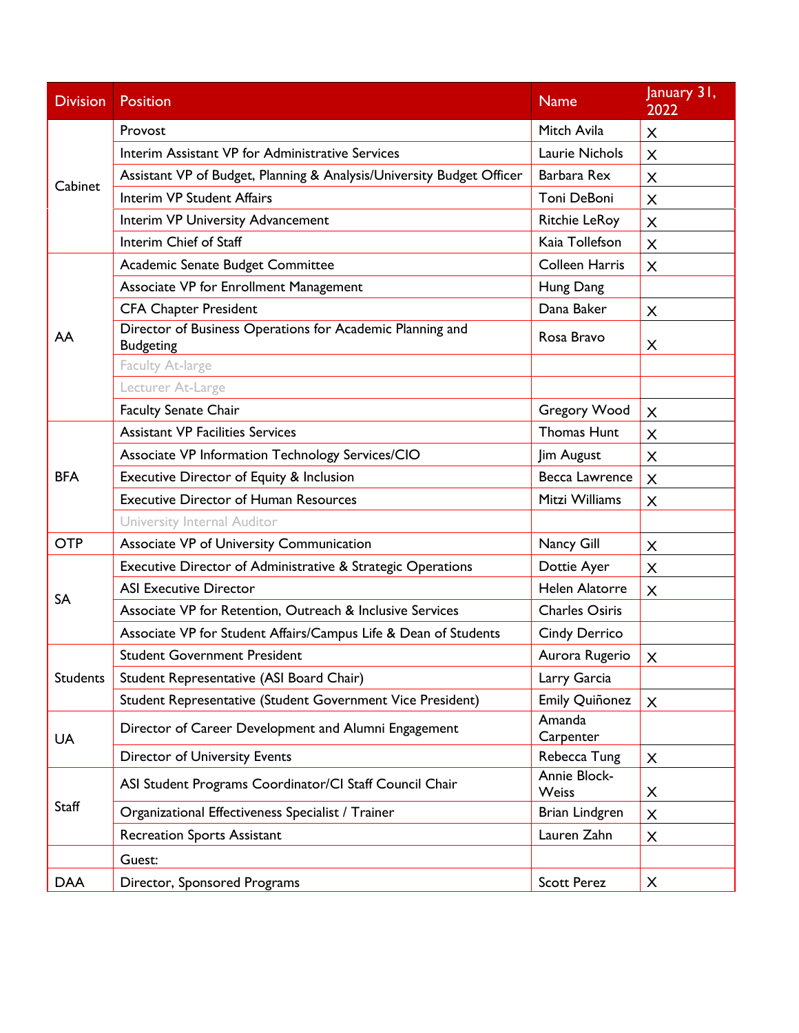| Division | Position | Name | January 31, 2022 |
|---|---|---|---|
| Cabinet | Provost | Mitch Avila | X |
| | Interim Assistant VP for Administrative Services | Laurie Nichols | X |
| | Assistant VP of Budget, Planning & Analysis/University Budget Officer | Barbara Rex | X |
| | Interim VP Student Affairs | Toni DeBoni | X |
| | Interim VP University Advancement | Ritchie LeRoy | X |
| | Interim Chief of Staff | Kaia Tollefson | X |
| AA | Academic Senate Budget Committee | Colleen Harris | X |
| | Associate VP for Enrollment Management | Hung Dang | |
| | CFA Chapter President | Dana Baker | X |
| | Director of Business Operations for Academic Planning and Budgeting | Rosa Bravo | X |
| | Faculty At-large | | |
| | Lecturer At-Large | | |
| | Faculty Senate Chair | Gregory Wood | X |
| BFA | Assistant VP Facilities Services | Thomas Hunt | X |
| | Associate VP Information Technology Services/CIO | Jim August | X |
| | Executive Director of Equity & Inclusion | Becca Lawrence | X |
| | Executive Director of Human Resources | Mitzi Williams | X |
| | University Internal Auditor | | |
| OTP | Associate VP of University Communication | Nancy Gill | X |
| SA | Executive Director of Administrative & Strategic Operations | Dottie Ayer | X |
| | ASI Executive Director | Helen Alatorre | X |
| | Associate VP for Retention, Outreach & Inclusive Services | Charles Osiris | |
| | Associate VP for Student Affairs/Campus Life & Dean of Students | Cindy Derrico | |
| Students | Student Government President | Aurora Rugerio | X |
| | Student Representative (ASI Board Chair) | Larry Garcia | |
| | Student Representative (Student Government Vice President) | Emily Quiñonez | X |
| UA | Director of Career Development and Alumni Engagement | Amanda Carpenter | |
| | Director of University Events | Rebecca Tung | X |
| Staff | ASI Student Programs Coordinator/CI Staff Council Chair | Annie Block-Weiss | X |
| | Organizational Effectiveness Specialist / Trainer | Brian Lindgren | X |
| | Recreation Sports Assistant | Lauren Zahn | X |
| | Guest: | | |
| DAA | Director, Sponsored Programs | Scott Perez | X |